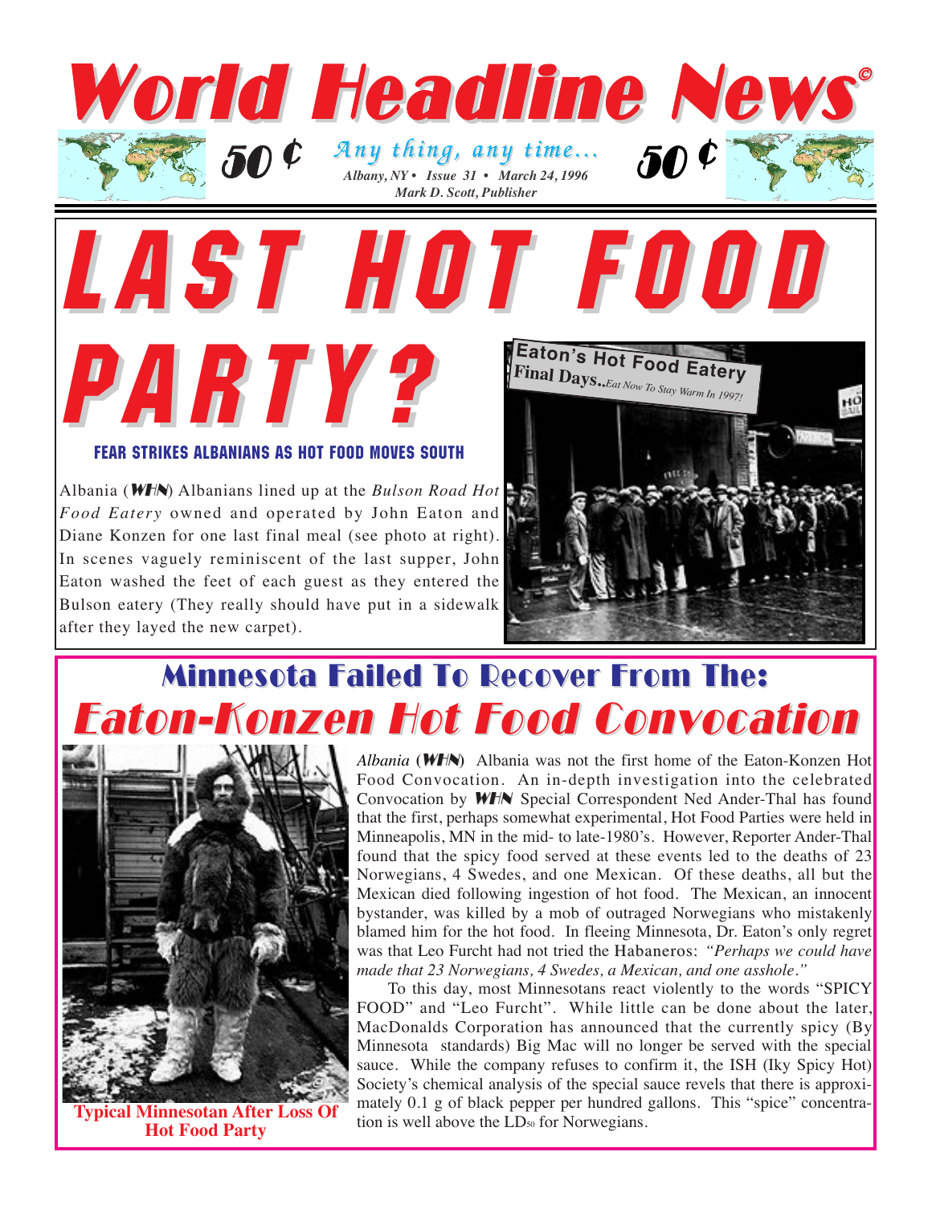# World Headline News©

50 ¢ *Any thing, any time...* 50 ¢

*Albany, NY • Issue 31 • March 24, 1996*

*Mark D. Scott, Publisher*

# LAST HOT FOOD PARTY?

### FEAR STRIKES ALBANIANS AS HOT FOOD MOVES SOUTH

Albania (**WHN**) Albanians lined up at the *Bulson Road Hot Food Eatery* owned and operated by John Eaton and Diane Konzen for one last final meal (see photo at right). In scenes vaguely reminiscent of the last supper, John Eaton washed the feet of each guest as they entered the Bulson eatery (They really should have put in a sidewalk after they layed the new carpet).

Eaton's Hot Food Eatery
Final Days..*Eat Now To Stay Warm In 1997!*

## Minnesota Failed To Recover From The:
## *Eaton-Konzen Hot Food Convocation*

*Albania* (**WHN**) Albania was not the first home of the Eaton-Konzen Hot Food Convocation. An in-depth investigation into the celebrated Convocation by **WHN** Special Correspondent Ned Ander-Thal has found that the first, perhaps somewhat experimental, Hot Food Parties were held in Minneapolis, MN in the mid- to late-1980's. However, Reporter Ander-Thal found that the spicy food served at these events led to the deaths of 23 Norwegians, 4 Swedes, and one Mexican. Of these deaths, all but the Mexican died following ingestion of hot food. The Mexican, an innocent bystander, was killed by a mob of outraged Norwegians who mistakenly blamed him for the hot food. In fleeing Minnesota, Dr. Eaton's only regret was that Leo Furcht had not tried the Habaneros: *"Perhaps we could have made that 23 Norwegians, 4 Swedes, a Mexican, and one asshole."*

To this day, most Minnesotans react violently to the words "SPICY FOOD" and "Leo Furcht". While little can be done about the later, MacDonalds Corporation has announced that the currently spicy (By Minnesota standards) Big Mac will no longer be served with the special sauce. While the company refuses to confirm it, the ISH (Iky Spicy Hot) Society's chemical analysis of the special sauce revels that there is approximately 0.1 g of black pepper per hundred gallons. This "spice" concentration is well above the $LD_{50}$ for Norwegians.

**Typical Minnesotan After Loss Of Hot Food Party**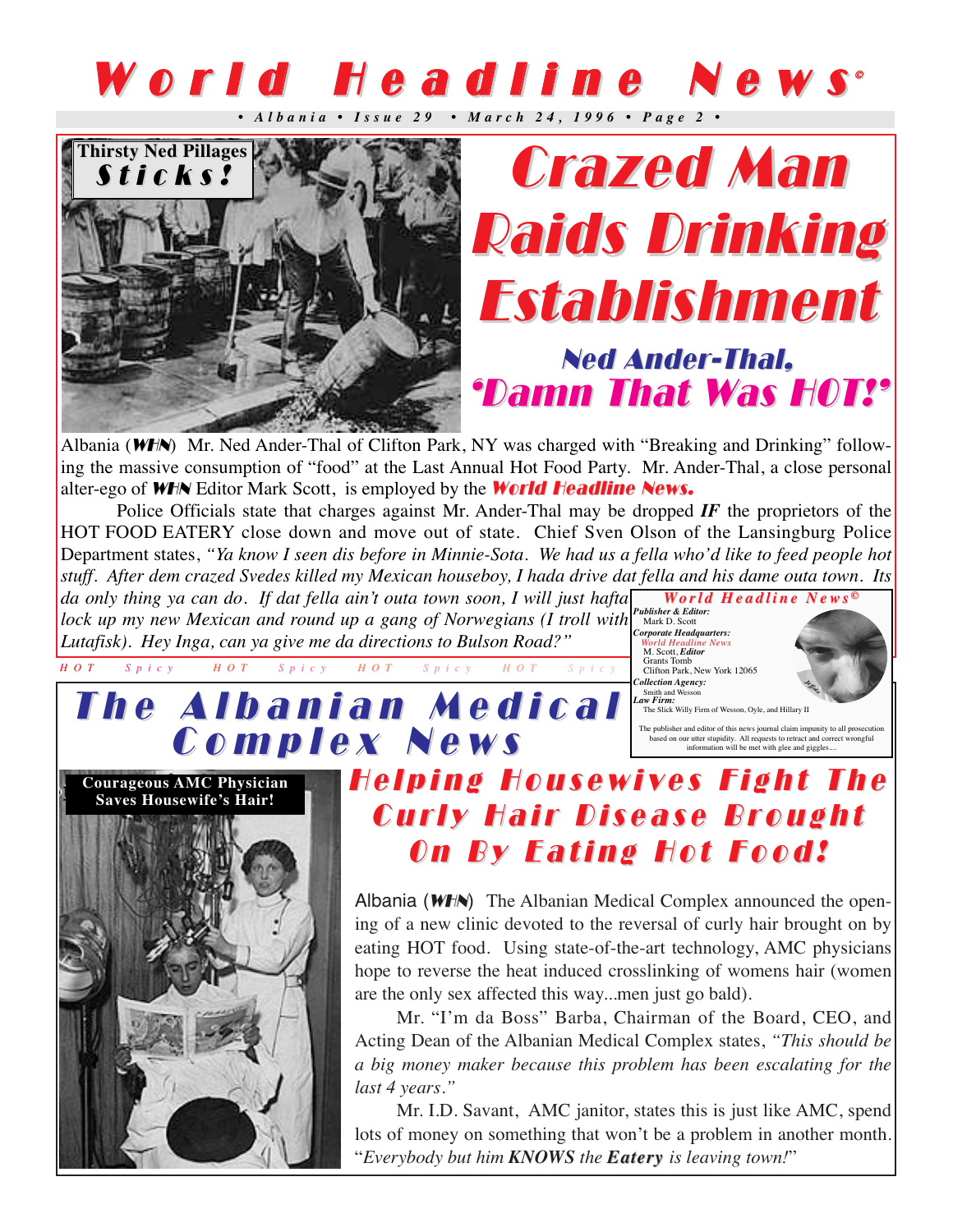# World Headline News©

**Thirsty Ned Pillages *Sticks!***

## Crazed Man Raids Drinking Establishment

### Ned Ander-Thal, 'Damn That Was HOT!'

Albania (***WHN***) Mr. Ned Ander-Thal of Clifton Park, NY was charged with "Breaking and Drinking" following the massive consumption of "food" at the Last Annual Hot Food Party. Mr. Ander-Thal, a close personal alter-ego of ***WHN*** Editor Mark Scott, is employed by the ***World Headline News.***

Police Officials state that charges against Mr. Ander-Thal may be dropped ***IF*** the proprietors of the HOT FOOD EATERY close down and move out of state. Chief Sven Olson of the Lansingburg Police Department states, *"Ya know I seen dis before in Minnie-Sota. We had us a fella who'd like to feed people hot stuff. After dem crazed Svedes killed my Mexican houseboy, I hada drive dat fella and his dame outa town. Its da only thing ya can do. If dat fella ain't outa town soon, I will just hafta lock up my new Mexican and round up a gang of Norwegians (I troll with Lutafisk). Hey Inga, can ya give me da directions to Bulson Road?"*

HOT Spicy HOT Spicy HOT Spicy HOT Spicy

***World Headline News©***

***Publisher & Editor:***
Mark D. Scott

***Corporate Headquarters:***
*World Headline News*
M. Scott, ***Editor***
Grants Tomb
Clifton Park, New York 12065

***Collection Agency:***
Smith and Wesson

***Law Firm:***
The Slick Willy Firm of Wesson, Oyle, and Hillary II

The publisher and editor of this news journal claim impunity to all prosecution based on our utter stupidity. All requests to retract and correct wrongful information will be met with glee and giggles....

# The Albanian Medical Complex News

**Courageous AMC Physician Saves Housewife's Hair!**

## Helping Housewives Fight The Curly Hair Disease Brought On By Eating Hot Food!

Albania (***WHN***) The Albanian Medical Complex announced the opening of a new clinic devoted to the reversal of curly hair brought on by eating HOT food. Using state-of-the-art technology, AMC physicians hope to reverse the heat induced crosslinking of womens hair (women are the only sex affected this way...men just go bald).

Mr. "I'm da Boss" Barba, Chairman of the Board, CEO, and Acting Dean of the Albanian Medical Complex states, *"This should be a big money maker because this problem has been escalating for the last 4 years."*

Mr. I.D. Savant, AMC janitor, states this is just like AMC, spend lots of money on something that won't be a problem in another month. "*Everybody but him **KNOWS** the **Eatery** is leaving town!*"